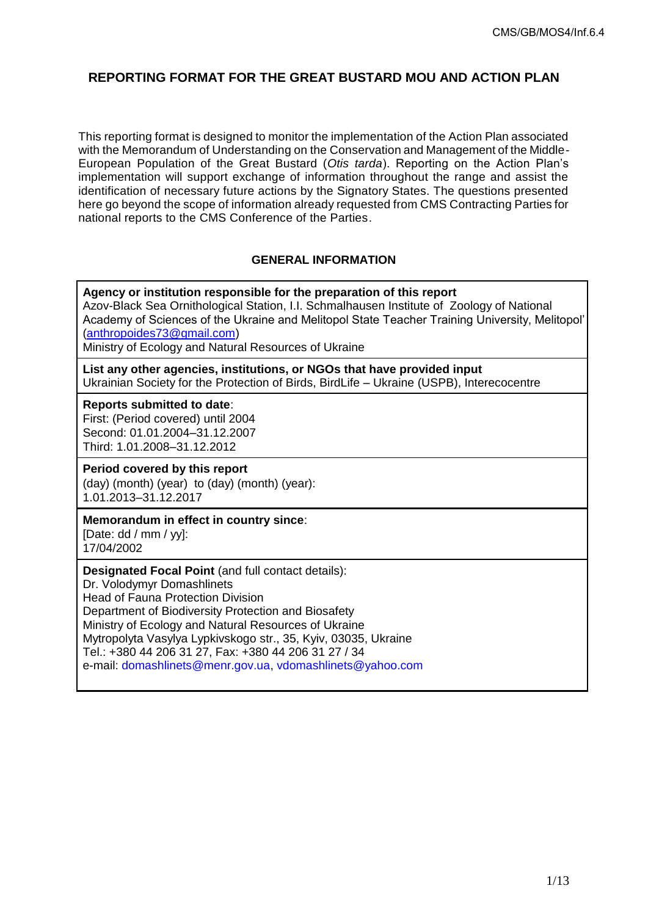# REPORTING FORMAT FOR THE GREAT BUSTARD MOU AND ACTION PLAN

This reporting format is designed to monitor the implementation of the Action Plan associated with the Memorandum of Understanding on the Conservation and Management of the Middle-European Population of the Great Bustard (*Otis tarda*). Reporting on the Action Plan's implementation will support exchange of information throughout the range and assist the identification of necessary future actions by the Signatory States. The questions presented here go beyond the scope of information already requested from CMS Contracting Parties for national reports to the CMS Conference of the Parties.

## GENERAL INFORMATION

**Agency or institution responsible for the preparation of this report**
Azov-Black Sea Ornithological Station, I.I. Schmalhausen Institute of Zoology of National Academy of Sciences of the Ukraine and Melitopol State Teacher Training University, Melitopol' (anthropoides73@gmail.com)
Ministry of Ecology and Natural Resources of Ukraine

**List any other agencies, institutions, or NGOs that have provided input**
Ukrainian Society for the Protection of Birds, BirdLife – Ukraine (USPB), Interecocentre

**Reports submitted to date**:
First: (Period covered) until 2004
Second: 01.01.2004–31.12.2007
Third: 1.01.2008–31.12.2012

**Period covered by this report**
(day) (month) (year) to (day) (month) (year):
1.01.2013–31.12.2017

**Memorandum in effect in country since**:
[Date: dd / mm / yy]:
17/04/2002

**Designated Focal Point** (and full contact details):
Dr. Volodymyr Domashlinets
Head of Fauna Protection Division
Department of Biodiversity Protection and Biosafety
Ministry of Ecology and Natural Resources of Ukraine
Mytropolyta Vasylya Lypkivskogo str., 35, Kyiv, 03035, Ukraine
Tel.: +380 44 206 31 27, Fax: +380 44 206 31 27 / 34
e-mail: domashlinets@menr.gov.ua, vdomashlinets@yahoo.com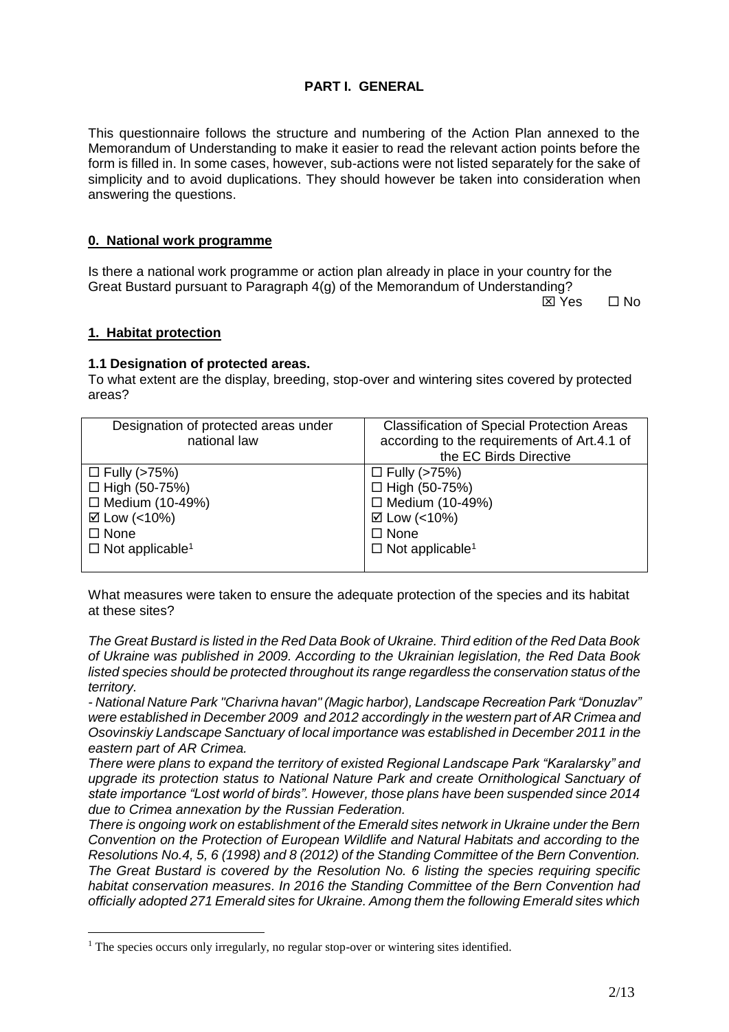## PART I. GENERAL

This questionnaire follows the structure and numbering of the Action Plan annexed to the Memorandum of Understanding to make it easier to read the relevant action points before the form is filled in. In some cases, however, sub-actions were not listed separately for the sake of simplicity and to avoid duplications. They should however be taken into consideration when answering the questions.

### 0. National work programme

Is there a national work programme or action plan already in place in your country for the Great Bustard pursuant to Paragraph 4(g) of the Memorandum of Understanding?

☒ Yes ☐ No

### 1. Habitat protection

#### 1.1 Designation of protected areas.

To what extent are the display, breeding, stop-over and wintering sites covered by protected areas?

| Designation of protected areas under national law | Classification of Special Protection Areas according to the requirements of Art.4.1 of the EC Birds Directive |
|---|---|
| ☐ Fully (>75%)<br>☐ High (50-75%)<br>☐ Medium (10-49%)<br>☑ Low (<10%)<br>☐ None<br>☐ Not applicable[1] | ☐ Fully (>75%)<br>☐ High (50-75%)<br>☐ Medium (10-49%)<br>☑ Low (<10%)<br>☐ None<br>☐ Not applicable[1] |

What measures were taken to ensure the adequate protection of the species and its habitat at these sites?

*The Great Bustard is listed in the Red Data Book of Ukraine. Third edition of the Red Data Book of Ukraine was published in 2009. According to the Ukrainian legislation, the Red Data Book listed species should be protected throughout its range regardless the conservation status of the territory.*

*- National Nature Park "Charivna havan" (Magic harbor), Landscape Recreation Park "Donuzlav" were established in December 2009 and 2012 accordingly in the western part of AR Crimea and Osovinskiy Landscape Sanctuary of local importance was established in December 2011 in the eastern part of AR Crimea.*

*There were plans to expand the territory of existed Regional Landscape Park "Karalarsky" and upgrade its protection status to National Nature Park and create Ornithological Sanctuary of state importance "Lost world of birds". However, those plans have been suspended since 2014 due to Crimea annexation by the Russian Federation.*

*There is ongoing work on establishment of the Emerald sites network in Ukraine under the Bern Convention on the Protection of European Wildlife and Natural Habitats and according to the Resolutions No.4, 5, 6 (1998) and 8 (2012) of the Standing Committee of the Bern Convention. The Great Bustard is covered by the Resolution No. 6 listing the species requiring specific habitat conservation measures. In 2016 the Standing Committee of the Bern Convention had officially adopted 271 Emerald sites for Ukraine. Among them the following Emerald sites which*

[1] The species occurs only irregularly, no regular stop-over or wintering sites identified.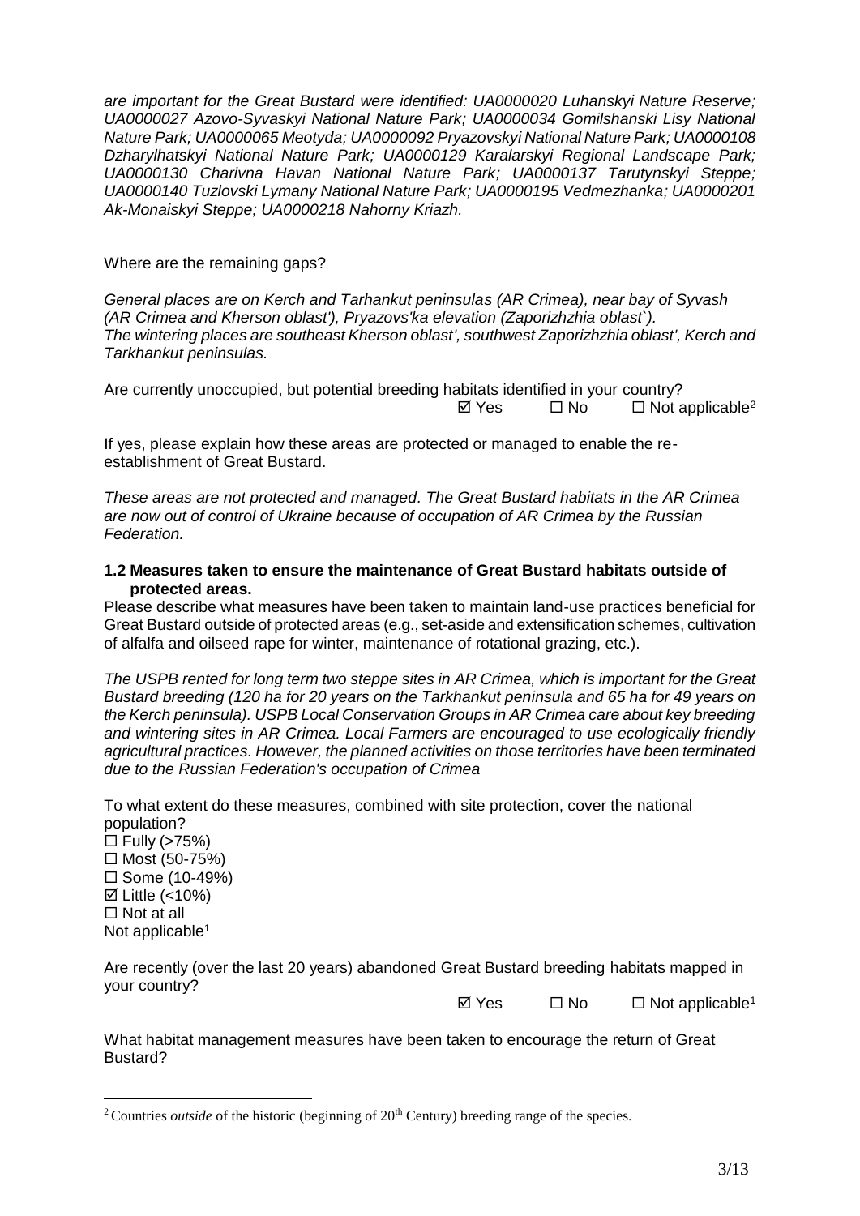*are important for the Great Bustard were identified: UA0000020 Luhanskyi Nature Reserve; UA0000027 Azovo-Syvaskyi National Nature Park; UA0000034 Gomilshanski Lisy National Nature Park; UA0000065 Meotyda; UA0000092 Pryazovskyi National Nature Park; UA0000108 Dzharylhatskyi National Nature Park; UA0000129 Karalarskyi Regional Landscape Park; UA0000130 Charivna Havan National Nature Park; UA0000137 Tarutynskyi Steppe; UA0000140 Tuzlovski Lymany National Nature Park; UA0000195 Vedmezhanka; UA0000201 Ak-Monaiskyi Steppe; UA0000218 Nahorny Kriazh.*

Where are the remaining gaps?

*General places are on Kerch and Tarhankut peninsulas (AR Crimea), near bay of Syvash (AR Crimea and Kherson oblast'), Pryazovs'ka elevation (Zaporizhzhia oblast`).*
*The wintering places are southeast Kherson oblast', southwest Zaporizhzhia oblast', Kerch and Tarkhankut peninsulas.*

Are currently unoccupied, but potential breeding habitats identified in your country?

☑ Yes ☐ No ☐ Not applicable[2]

If yes, please explain how these areas are protected or managed to enable the re-establishment of Great Bustard.

*These areas are not protected and managed. The Great Bustard habitats in the AR Crimea are now out of control of Ukraine because of occupation of AR Crimea by the Russian Federation.*

**1.2 Measures taken to ensure the maintenance of Great Bustard habitats outside of protected areas.**

Please describe what measures have been taken to maintain land-use practices beneficial for Great Bustard outside of protected areas (e.g., set-aside and extensification schemes, cultivation of alfalfa and oilseed rape for winter, maintenance of rotational grazing, etc.).

*The USPB rented for long term two steppe sites in AR Crimea, which is important for the Great Bustard breeding (120 ha for 20 years on the Tarkhankut peninsula and 65 ha for 49 years on the Kerch peninsula). USPB Local Conservation Groups in AR Crimea care about key breeding and wintering sites in AR Crimea. Local Farmers are encouraged to use ecologically friendly agricultural practices. However, the planned activities on those territories have been terminated due to the Russian Federation's occupation of Crimea*

To what extent do these measures, combined with site protection, cover the national population?

☐ Fully (>75%)
☐ Most (50-75%)
☐ Some (10-49%)
☑ Little (<10%)
☐ Not at all
Not applicable[1]

Are recently (over the last 20 years) abandoned Great Bustard breeding habitats mapped in your country?

☑ Yes ☐ No ☐ Not applicable[1]

What habitat management measures have been taken to encourage the return of Great Bustard?

---

[2] Countries *outside* of the historic (beginning of 20th Century) breeding range of the species.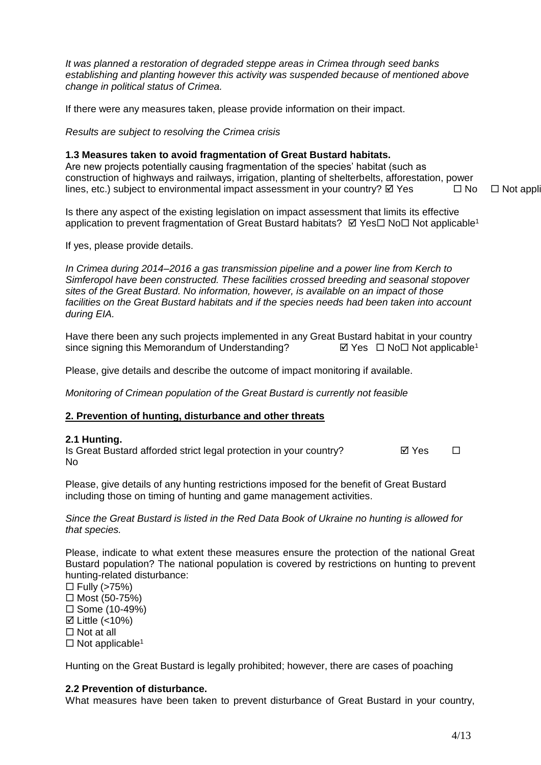*It was planned a restoration of degraded steppe areas in Crimea through seed banks establishing and planting however this activity was suspended because of mentioned above change in political status of Crimea.*

If there were any measures taken, please provide information on their impact.

*Results are subject to resolving the Crimea crisis*

### 1.3 Measures taken to avoid fragmentation of Great Bustard habitats.

Are new projects potentially causing fragmentation of the species' habitat (such as construction of highways and railways, irrigation, planting of shelterbelts, afforestation, power lines, etc.) subject to environmental impact assessment in your country? ☑ Yes ☐ No ☐ Not appli

Is there any aspect of the existing legislation on impact assessment that limits its effective application to prevent fragmentation of Great Bustard habitats? ☑ Yes☐ No☐ Not applicable[1]

If yes, please provide details.

*In Crimea during 2014–2016 a gas transmission pipeline and a power line from Kerch to Simferopol have been constructed. These facilities crossed breeding and seasonal stopover sites of the Great Bustard. No information, however, is available on an impact of those facilities on the Great Bustard habitats and if the species needs had been taken into account during EIA.*

Have there been any such projects implemented in any Great Bustard habitat in your country since signing this Memorandum of Understanding? ☑ Yes ☐ No☐ Not applicable[1]

Please, give details and describe the outcome of impact monitoring if available.

*Monitoring of Crimean population of the Great Bustard is currently not feasible*

## 2. Prevention of hunting, disturbance and other threats

### 2.1 Hunting.

Is Great Bustard afforded strict legal protection in your country? ☑ Yes ☐ No

Please, give details of any hunting restrictions imposed for the benefit of Great Bustard including those on timing of hunting and game management activities.

*Since the Great Bustard is listed in the Red Data Book of Ukraine no hunting is allowed for that species.*

Please, indicate to what extent these measures ensure the protection of the national Great Bustard population? The national population is covered by restrictions on hunting to prevent hunting-related disturbance:

☐ Fully (>75%)
☐ Most (50-75%)
☐ Some (10-49%)
☑ Little (<10%)
☐ Not at all
☐ Not applicable[1]

Hunting on the Great Bustard is legally prohibited; however, there are cases of poaching

### 2.2 Prevention of disturbance.

What measures have been taken to prevent disturbance of Great Bustard in your country,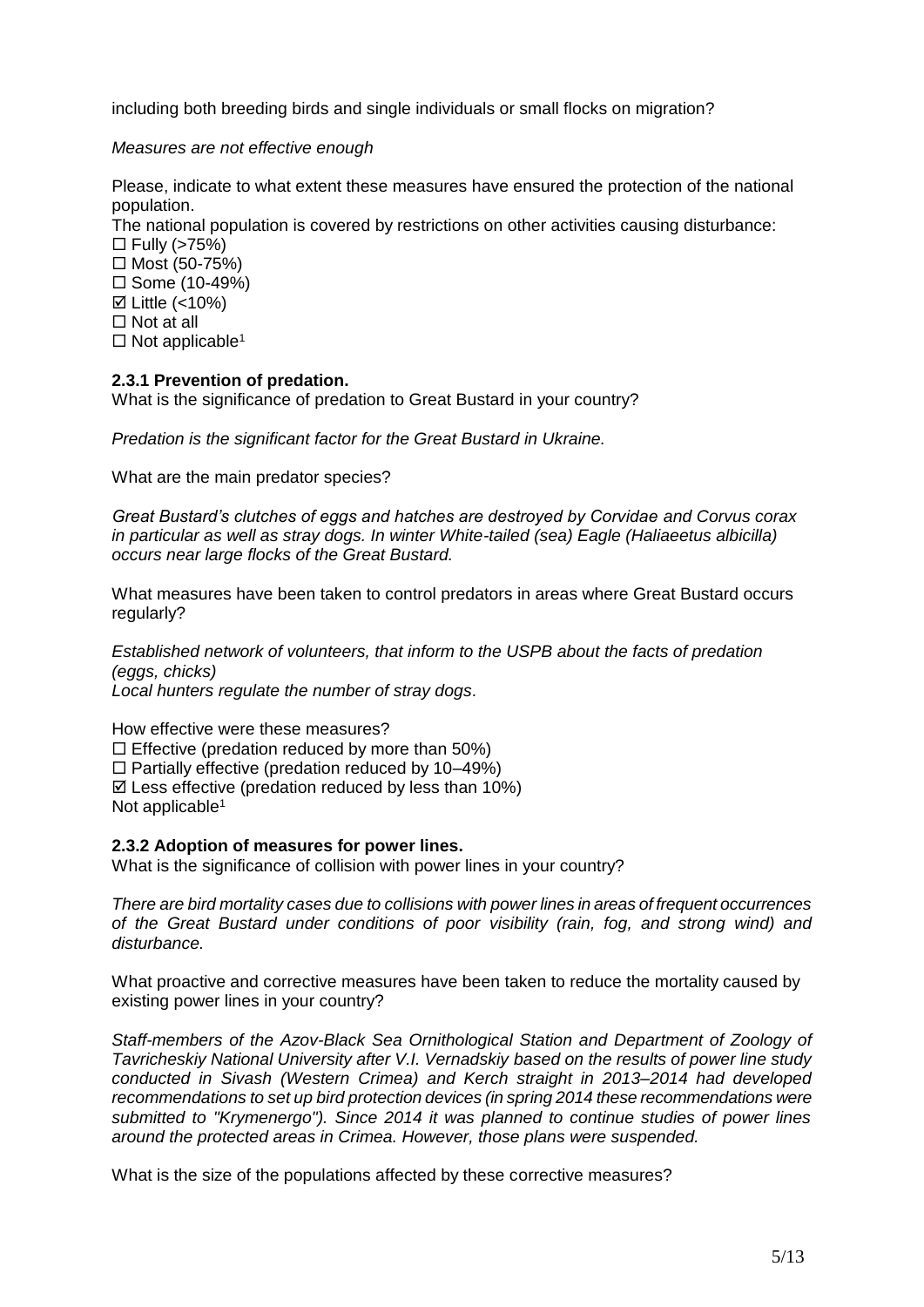including both breeding birds and single individuals or small flocks on migration?

*Measures are not effective enough*

Please, indicate to what extent these measures have ensured the protection of the national population.

The national population is covered by restrictions on other activities causing disturbance:

☐ Fully (>75%)
☐ Most (50-75%)
☐ Some (10-49%)
☑ Little (<10%)
☐ Not at all
☐ Not applicable[1]

**2.3.1 Prevention of predation.**

What is the significance of predation to Great Bustard in your country?

*Predation is the significant factor for the Great Bustard in Ukraine.*

What are the main predator species?

*Great Bustard's clutches of eggs and hatches are destroyed by Corvidae and Corvus corax in particular as well as stray dogs. In winter White-tailed (sea) Eagle (Haliaeetus albicilla) occurs near large flocks of the Great Bustard.*

What measures have been taken to control predators in areas where Great Bustard occurs regularly?

*Established network of volunteers, that inform to the USPB about the facts of predation (eggs, chicks)*
*Local hunters regulate the number of stray dogs.*

How effective were these measures?

☐ Effective (predation reduced by more than 50%)
☐ Partially effective (predation reduced by 10–49%)
☑ Less effective (predation reduced by less than 10%)
Not applicable[1]

**2.3.2 Adoption of measures for power lines.**

What is the significance of collision with power lines in your country?

*There are bird mortality cases due to collisions with power lines in areas of frequent occurrences of the Great Bustard under conditions of poor visibility (rain, fog, and strong wind) and disturbance.*

What proactive and corrective measures have been taken to reduce the mortality caused by existing power lines in your country?

*Staff-members of the Azov-Black Sea Ornithological Station and Department of Zoology of Tavricheskiy National University after V.I. Vernadskiy based on the results of power line study conducted in Sivash (Western Crimea) and Kerch straight in 2013–2014 had developed recommendations to set up bird protection devices (in spring 2014 these recommendations were submitted to "Krymenergo"). Since 2014 it was planned to continue studies of power lines around the protected areas in Crimea. However, those plans were suspended.*

What is the size of the populations affected by these corrective measures?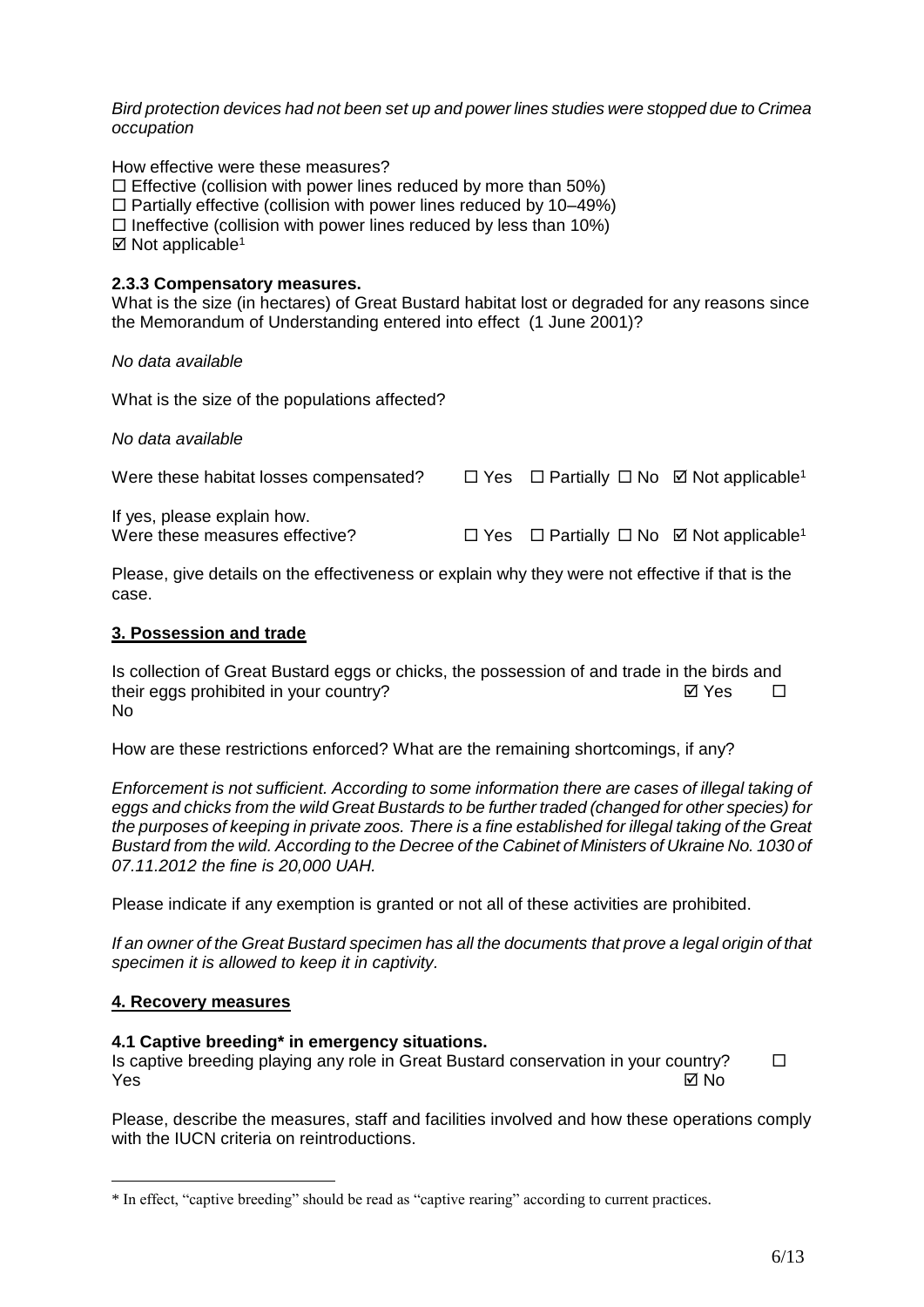*Bird protection devices had not been set up and power lines studies were stopped due to Crimea occupation*

How effective were these measures?

☐ Effective (collision with power lines reduced by more than 50%)
☐ Partially effective (collision with power lines reduced by 10–49%)
☐ Ineffective (collision with power lines reduced by less than 10%)
☑ Not applicable[1]

**2.3.3 Compensatory measures.**

What is the size (in hectares) of Great Bustard habitat lost or degraded for any reasons since the Memorandum of Understanding entered into effect (1 June 2001)?

*No data available*

What is the size of the populations affected?

*No data available*

Were these habitat losses compensated? ☐ Yes ☐ Partially ☐ No ☑ Not applicable[1]

If yes, please explain how.

Were these measures effective? ☐ Yes ☐ Partially ☐ No ☑ Not applicable[1]

Please, give details on the effectiveness or explain why they were not effective if that is the case.

**<u>3. Possession and trade</u>**

Is collection of Great Bustard eggs or chicks, the possession of and trade in the birds and their eggs prohibited in your country? ☑ Yes ☐ No

How are these restrictions enforced? What are the remaining shortcomings, if any?

*Enforcement is not sufficient. According to some information there are cases of illegal taking of eggs and chicks from the wild Great Bustards to be further traded (changed for other species) for the purposes of keeping in private zoos. There is a fine established for illegal taking of the Great Bustard from the wild. According to the Decree of the Cabinet of Ministers of Ukraine No. 1030 of 07.11.2012 the fine is 20,000 UAH.*

Please indicate if any exemption is granted or not all of these activities are prohibited.

*If an owner of the Great Bustard specimen has all the documents that prove a legal origin of that specimen it is allowed to keep it in captivity.*

**<u>4. Recovery measures</u>**

**4.1 Captive breeding\* in emergency situations.**

Is captive breeding playing any role in Great Bustard conservation in your country? ☐ Yes ☑ No

Please, describe the measures, staff and facilities involved and how these operations comply with the IUCN criteria on reintroductions.

---

\* In effect, "captive breeding" should be read as "captive rearing" according to current practices.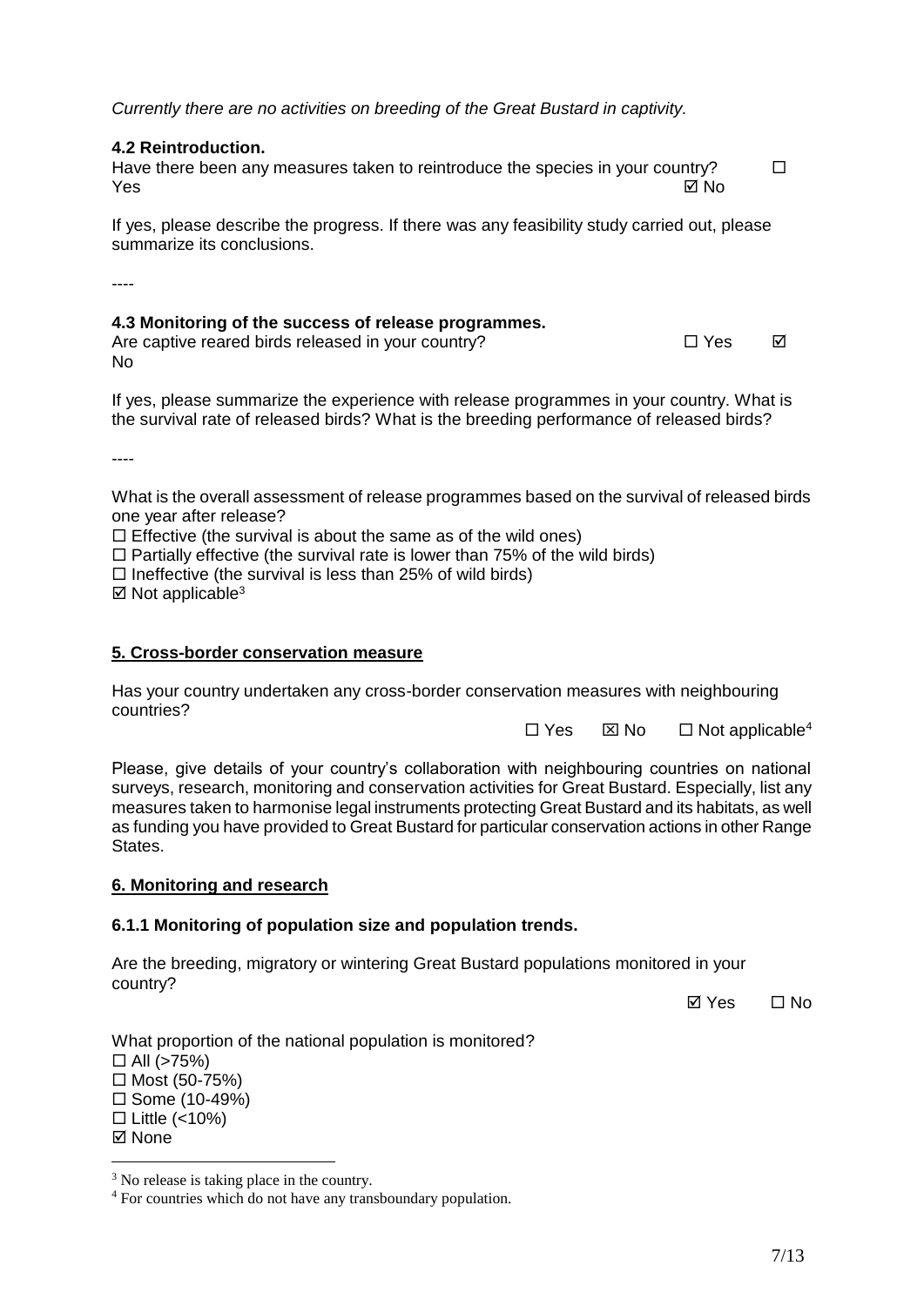*Currently there are no activities on breeding of the Great Bustard in captivity.*

**4.2 Reintroduction.**

Have there been any measures taken to reintroduce the species in your country? ☐ Yes ☑ No

If yes, please describe the progress. If there was any feasibility study carried out, please summarize its conclusions.

----

**4.3 Monitoring of the success of release programmes.**

Are captive reared birds released in your country? ☐ Yes ☑ No

If yes, please summarize the experience with release programmes in your country. What is the survival rate of released birds? What is the breeding performance of released birds?

----

What is the overall assessment of release programmes based on the survival of released birds one year after release?

☐ Effective (the survival is about the same as of the wild ones)
☐ Partially effective (the survival rate is lower than 75% of the wild birds)
☐ Ineffective (the survival is less than 25% of wild birds)
☑ Not applicable[3]

## 5. Cross-border conservation measure

Has your country undertaken any cross-border conservation measures with neighbouring countries?

☐ Yes ☒ No ☐ Not applicable[4]

Please, give details of your country's collaboration with neighbouring countries on national surveys, research, monitoring and conservation activities for Great Bustard. Especially, list any measures taken to harmonise legal instruments protecting Great Bustard and its habitats, as well as funding you have provided to Great Bustard for particular conservation actions in other Range States.

## 6. Monitoring and research

**6.1.1 Monitoring of population size and population trends.**

Are the breeding, migratory or wintering Great Bustard populations monitored in your country?

☑ Yes ☐ No

What proportion of the national population is monitored?

☐ All (>75%)
☐ Most (50-75%)
☐ Some (10-49%)
☐ Little (<10%)
☑ None

[3] No release is taking place in the country.

[4] For countries which do not have any transboundary population.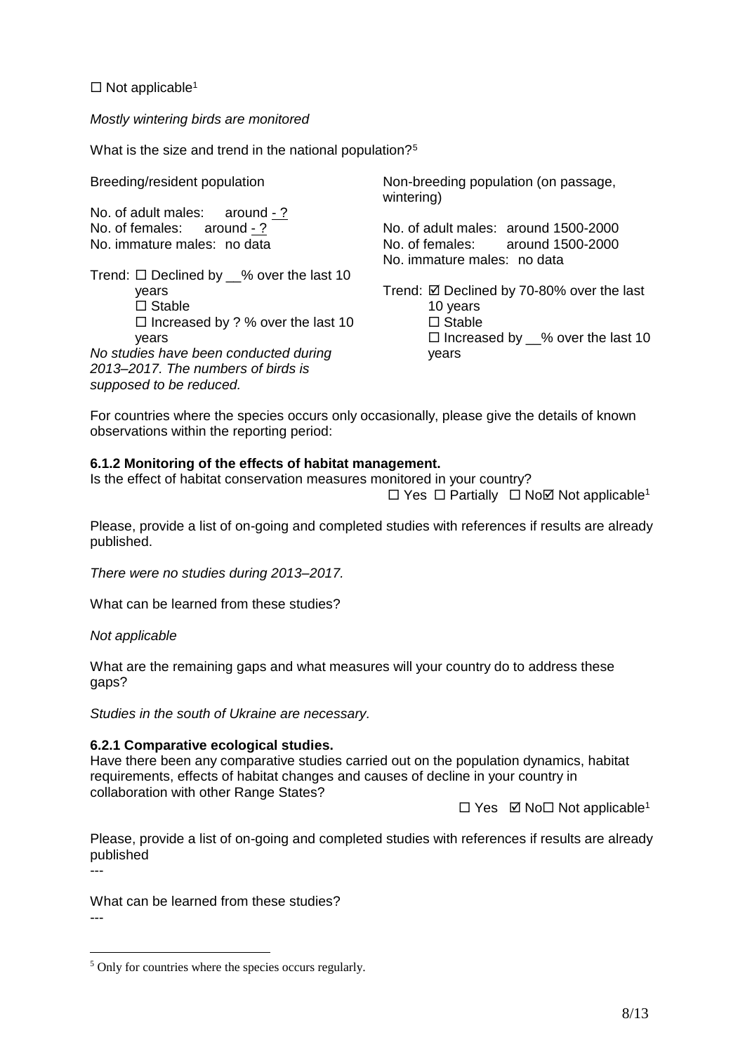☐ Not applicable[1]

*Mostly wintering birds are monitored*

What is the size and trend in the national population?[5]

Breeding/resident population

No. of adult males: around - ?
No. of females: around - ?
No. immature males: no data

Trend: ☐ Declined by __% over the last 10 years
☐ Stable
☐ Increased by ? % over the last 10 years

*No studies have been conducted during 2013–2017. The numbers of birds is supposed to be reduced.*

Non-breeding population (on passage, wintering)

No. of adult males: around 1500-2000
No. of females: around 1500-2000
No. immature males: no data

Trend: ☑ Declined by 70-80% over the last 10 years
☐ Stable
☐ Increased by __% over the last 10 years

For countries where the species occurs only occasionally, please give the details of known observations within the reporting period:

**6.1.2 Monitoring of the effects of habitat management.**
Is the effect of habitat conservation measures monitored in your country?

☐ Yes ☐ Partially ☐ No☑ Not applicable[1]

Please, provide a list of on-going and completed studies with references if results are already published.

*There were no studies during 2013–2017.*

What can be learned from these studies?

*Not applicable*

What are the remaining gaps and what measures will your country do to address these gaps?

*Studies in the south of Ukraine are necessary.*

**6.2.1 Comparative ecological studies.**
Have there been any comparative studies carried out on the population dynamics, habitat requirements, effects of habitat changes and causes of decline in your country in collaboration with other Range States?

☐ Yes ☑ No☐ Not applicable[1]

Please, provide a list of on-going and completed studies with references if results are already published

---

What can be learned from these studies?

---

[5] Only for countries where the species occurs regularly.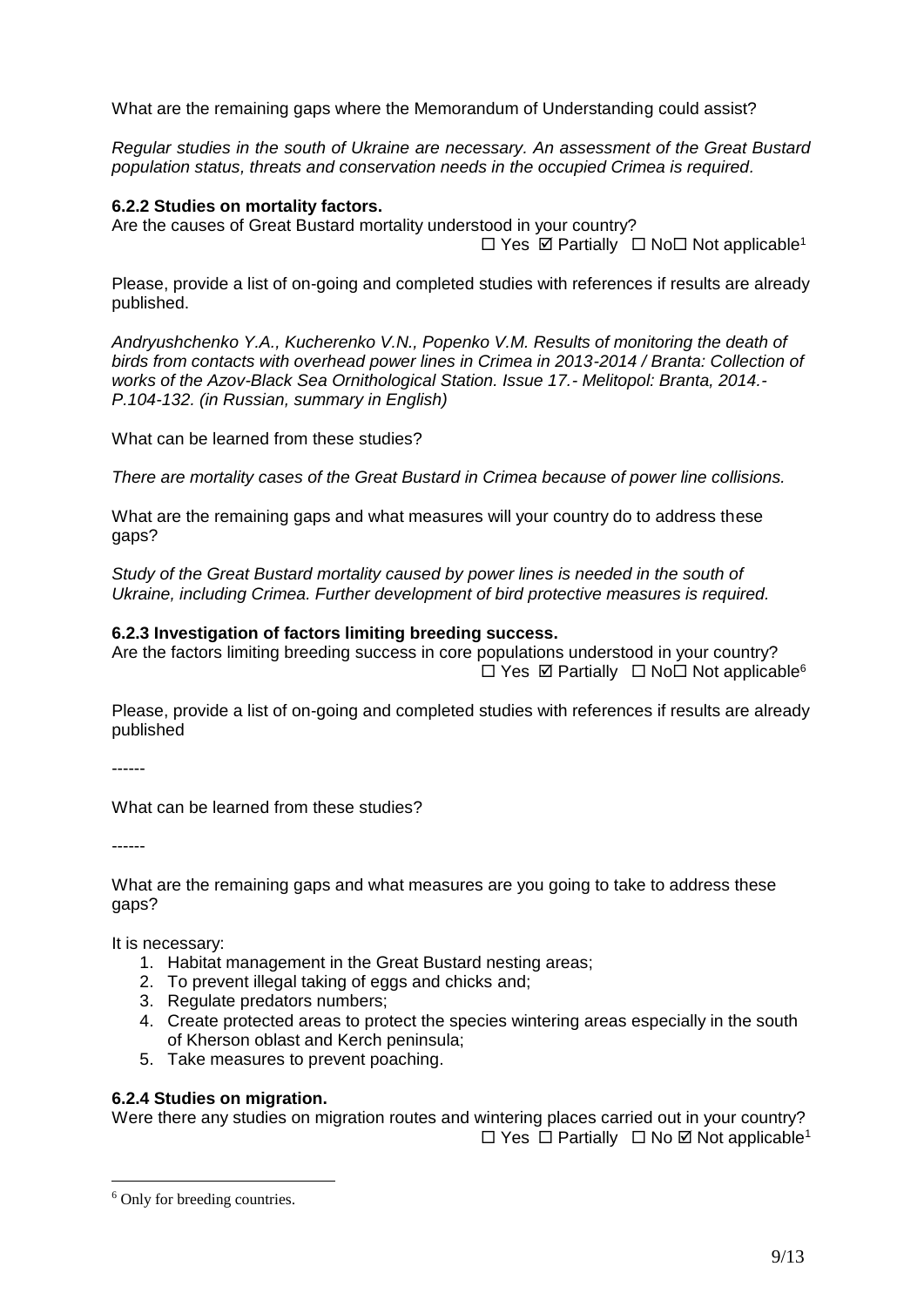What are the remaining gaps where the Memorandum of Understanding could assist?

*Regular studies in the south of Ukraine are necessary. An assessment of the Great Bustard population status, threats and conservation needs in the occupied Crimea is required.*

**6.2.2 Studies on mortality factors.**

Are the causes of Great Bustard mortality understood in your country?

☐ Yes ☑ Partially ☐ No☐ Not applicable[1]

Please, provide a list of on-going and completed studies with references if results are already published.

*Andryushchenko Y.A., Kucherenko V.N., Popenko V.M. Results of monitoring the death of birds from contacts with overhead power lines in Crimea in 2013-2014 / Branta: Collection of works of the Azov-Black Sea Ornithological Station. Issue 17.- Melitopol: Branta, 2014.- P.104-132. (in Russian, summary in English)*

What can be learned from these studies?

*There are mortality cases of the Great Bustard in Crimea because of power line collisions.*

What are the remaining gaps and what measures will your country do to address these gaps?

*Study of the Great Bustard mortality caused by power lines is needed in the south of Ukraine, including Crimea. Further development of bird protective measures is required.*

**6.2.3 Investigation of factors limiting breeding success.**

Are the factors limiting breeding success in core populations understood in your country?

☐ Yes ☑ Partially ☐ No☐ Not applicable[6]

Please, provide a list of on-going and completed studies with references if results are already published

------

What can be learned from these studies?

------

What are the remaining gaps and what measures are you going to take to address these gaps?

It is necessary:

1. Habitat management in the Great Bustard nesting areas;
2. To prevent illegal taking of eggs and chicks and;
3. Regulate predators numbers;
4. Create protected areas to protect the species wintering areas especially in the south of Kherson oblast and Kerch peninsula;
5. Take measures to prevent poaching.

**6.2.4 Studies on migration.**

Were there any studies on migration routes and wintering places carried out in your country?

☐ Yes ☐ Partially ☐ No ☑ Not applicable[1]

[6] Only for breeding countries.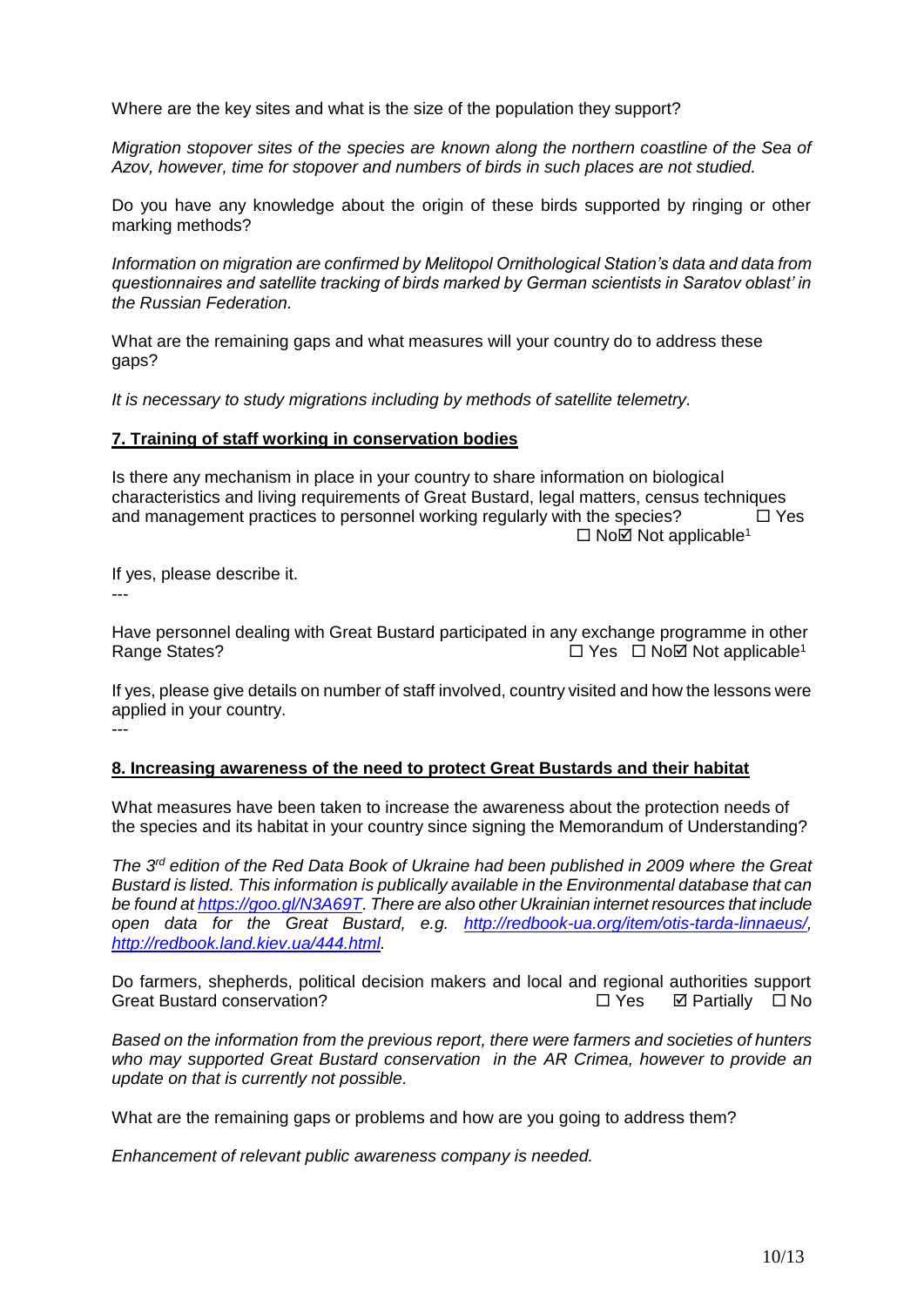Where are the key sites and what is the size of the population they support?

*Migration stopover sites of the species are known along the northern coastline of the Sea of Azov, however, time for stopover and numbers of birds in such places are not studied.*

Do you have any knowledge about the origin of these birds supported by ringing or other marking methods?

*Information on migration are confirmed by Melitopol Ornithological Station's data and data from questionnaires and satellite tracking of birds marked by German scientists in Saratov oblast' in the Russian Federation.*

What are the remaining gaps and what measures will your country do to address these gaps?

*It is necessary to study migrations including by methods of satellite telemetry.*

## 7. Training of staff working in conservation bodies

Is there any mechanism in place in your country to share information on biological characteristics and living requirements of Great Bustard, legal matters, census techniques and management practices to personnel working regularly with the species? ☐ Yes ☐ No ☑ Not applicable[1]

If yes, please describe it.

---

Have personnel dealing with Great Bustard participated in any exchange programme in other Range States? ☐ Yes ☐ No ☑ Not applicable[1]

If yes, please give details on number of staff involved, country visited and how the lessons were applied in your country.

---

## 8. Increasing awareness of the need to protect Great Bustards and their habitat

What measures have been taken to increase the awareness about the protection needs of the species and its habitat in your country since signing the Memorandum of Understanding?

*The 3rd edition of the Red Data Book of Ukraine had been published in 2009 where the Great Bustard is listed. This information is publically available in the Environmental database that can be found at [https://goo.gl/N3A69T](https://goo.gl/N3A69T). There are also other Ukrainian internet resources that include open data for the Great Bustard, e.g. [http://redbook-ua.org/item/otis-tarda-linnaeus/](http://redbook-ua.org/item/otis-tarda-linnaeus/), [http://redbook.land.kiev.ua/444.html](http://redbook.land.kiev.ua/444.html).*

Do farmers, shepherds, political decision makers and local and regional authorities support Great Bustard conservation? ☐ Yes ☑ Partially ☐ No

*Based on the information from the previous report, there were farmers and societies of hunters who may supported Great Bustard conservation in the AR Crimea, however to provide an update on that is currently not possible.*

What are the remaining gaps or problems and how are you going to address them?

*Enhancement of relevant public awareness company is needed.*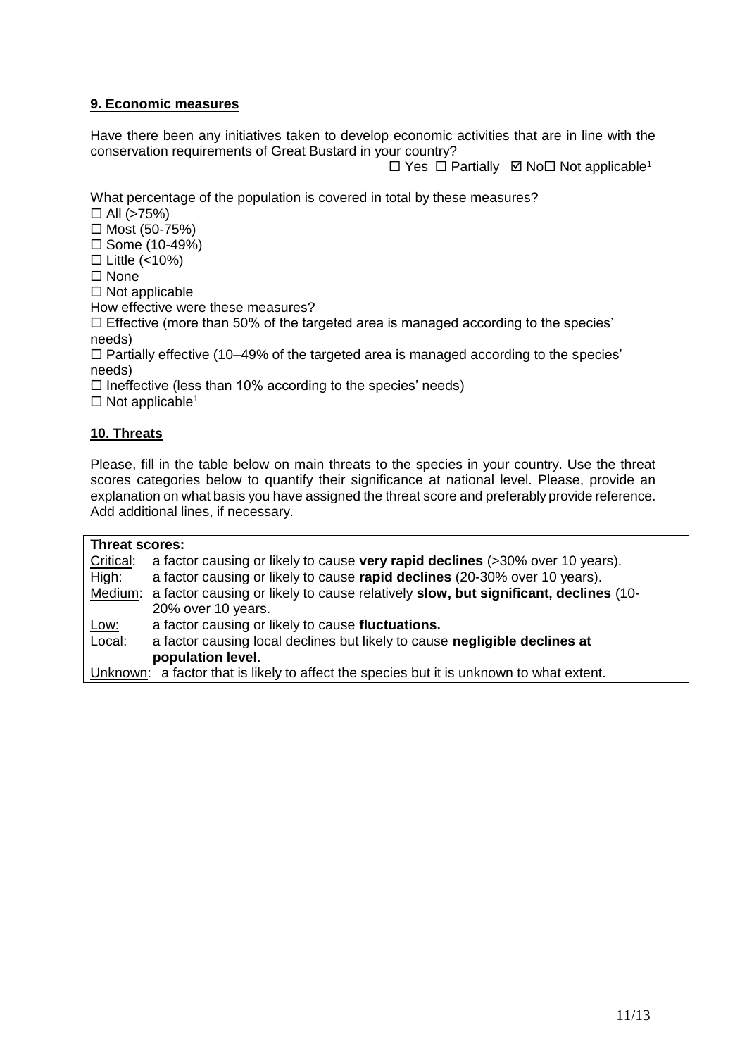**9. Economic measures**

Have there been any initiatives taken to develop economic activities that are in line with the conservation requirements of Great Bustard in your country?

☐ Yes ☐ Partially ☑ No☐ Not applicable[1]

What percentage of the population is covered in total by these measures?

☐ All (>75%)
☐ Most (50-75%)
☐ Some (10-49%)
☐ Little (<10%)
☐ None
☐ Not applicable

How effective were these measures?

☐ Effective (more than 50% of the targeted area is managed according to the species' needs)
☐ Partially effective (10–49% of the targeted area is managed according to the species' needs)
☐ Ineffective (less than 10% according to the species' needs)
☐ Not applicable[1]

**10. Threats**

Please, fill in the table below on main threats to the species in your country. Use the threat scores categories below to quantify their significance at national level. Please, provide an explanation on what basis you have assigned the threat score and preferably provide reference. Add additional lines, if necessary.

| **Threat scores:** | |
|---|---|
| Critical: | a factor causing or likely to cause **very rapid declines** (>30% over 10 years). |
| High: | a factor causing or likely to cause **rapid declines** (20-30% over 10 years). |
| Medium: | a factor causing or likely to cause relatively **slow, but significant, declines** (10-20% over 10 years. |
| Low: | a factor causing or likely to cause **fluctuations.** |
| Local: | a factor causing local declines but likely to cause **negligible declines at population level.** |
| Unknown: | a factor that is likely to affect the species but it is unknown to what extent. |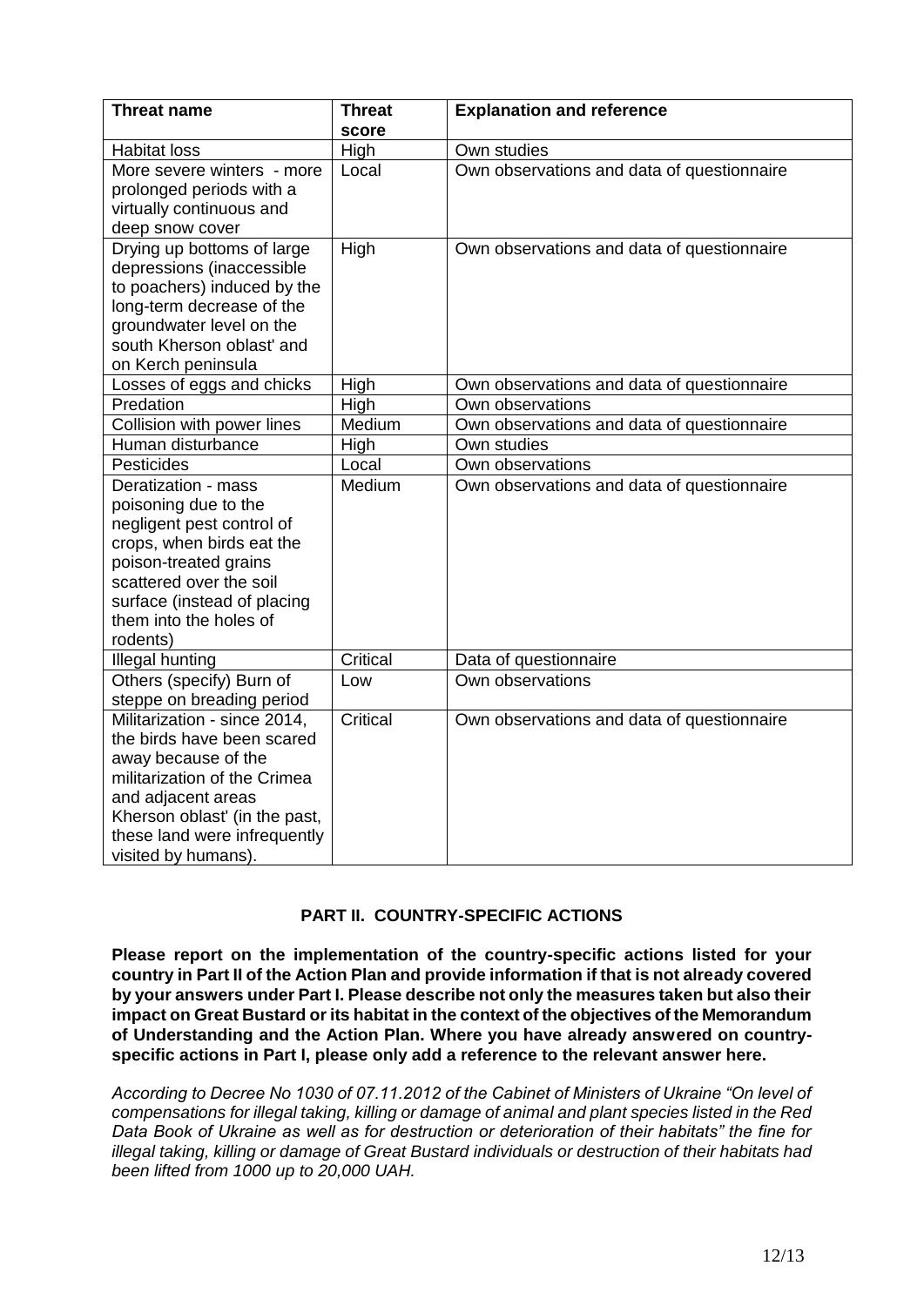| Threat name | Threat score | Explanation and reference |
| --- | --- | --- |
| Habitat loss | High | Own studies |
| More severe winters - more prolonged periods with a virtually continuous and deep snow cover | Local | Own observations and data of questionnaire |
| Drying up bottoms of large depressions (inaccessible to poachers) induced by the long-term decrease of the groundwater level on the south Kherson oblast' and on Kerch peninsula | High | Own observations and data of questionnaire |
| Losses of eggs and chicks | High | Own observations and data of questionnaire |
| Predation | High | Own observations |
| Collision with power lines | Medium | Own observations and data of questionnaire |
| Human disturbance | High | Own studies |
| Pesticides | Local | Own observations |
| Deratization - mass poisoning due to the negligent pest control of crops, when birds eat the poison-treated grains scattered over the soil surface (instead of placing them into the holes of rodents) | Medium | Own observations and data of questionnaire |
| Illegal hunting | Critical | Data of questionnaire |
| Others (specify) Burn of steppe on breading period | Low | Own observations |
| Militarization - since 2014, the birds have been scared away because of the militarization of the Crimea and adjacent areas Kherson oblast' (in the past, these land were infrequently visited by humans). | Critical | Own observations and data of questionnaire |

## PART II. COUNTRY-SPECIFIC ACTIONS

**Please report on the implementation of the country-specific actions listed for your country in Part II of the Action Plan and provide information if that is not already covered by your answers under Part I. Please describe not only the measures taken but also their impact on Great Bustard or its habitat in the context of the objectives of the Memorandum of Understanding and the Action Plan. Where you have already answered on country-specific actions in Part I, please only add a reference to the relevant answer here.**

*According to Decree No 1030 of 07.11.2012 of the Cabinet of Ministers of Ukraine "On level of compensations for illegal taking, killing or damage of animal and plant species listed in the Red Data Book of Ukraine as well as for destruction or deterioration of their habitats" the fine for illegal taking, killing or damage of Great Bustard individuals or destruction of their habitats had been lifted from 1000 up to 20,000 UAH.*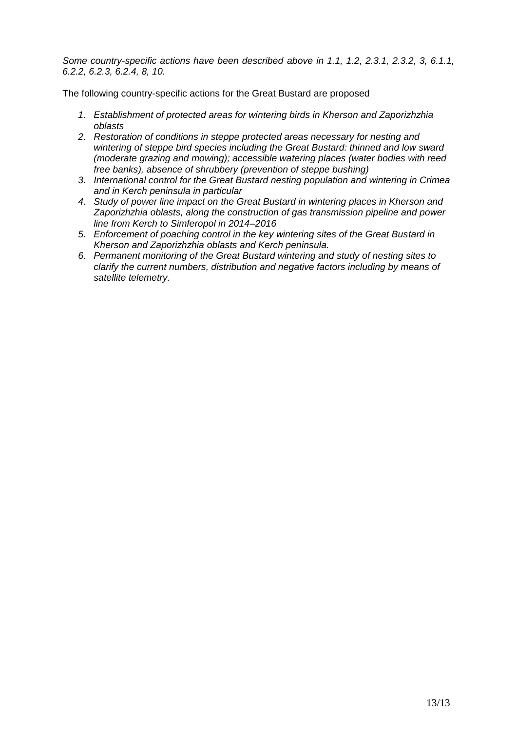*Some country-specific actions have been described above in 1.1, 1.2, 2.3.1, 2.3.2, 3, 6.1.1, 6.2.2, 6.2.3, 6.2.4, 8, 10.*

The following country-specific actions for the Great Bustard are proposed

1. *Establishment of protected areas for wintering birds in Kherson and Zaporizhzhia oblasts*
2. *Restoration of conditions in steppe protected areas necessary for nesting and wintering of steppe bird species including the Great Bustard: thinned and low sward (moderate grazing and mowing); accessible watering places (water bodies with reed free banks), absence of shrubbery (prevention of steppe bushing)*
3. *International control for the Great Bustard nesting population and wintering in Crimea and in Kerch peninsula in particular*
4. *Study of power line impact on the Great Bustard in wintering places in Kherson and Zaporizhzhia oblasts, along the construction of gas transmission pipeline and power line from Kerch to Simferopol in 2014–2016*
5. *Enforcement of poaching control in the key wintering sites of the Great Bustard in Kherson and Zaporizhzhia oblasts and Kerch peninsula.*
6. *Permanent monitoring of the Great Bustard wintering and study of nesting sites to clarify the current numbers, distribution and negative factors including by means of satellite telemetry.*